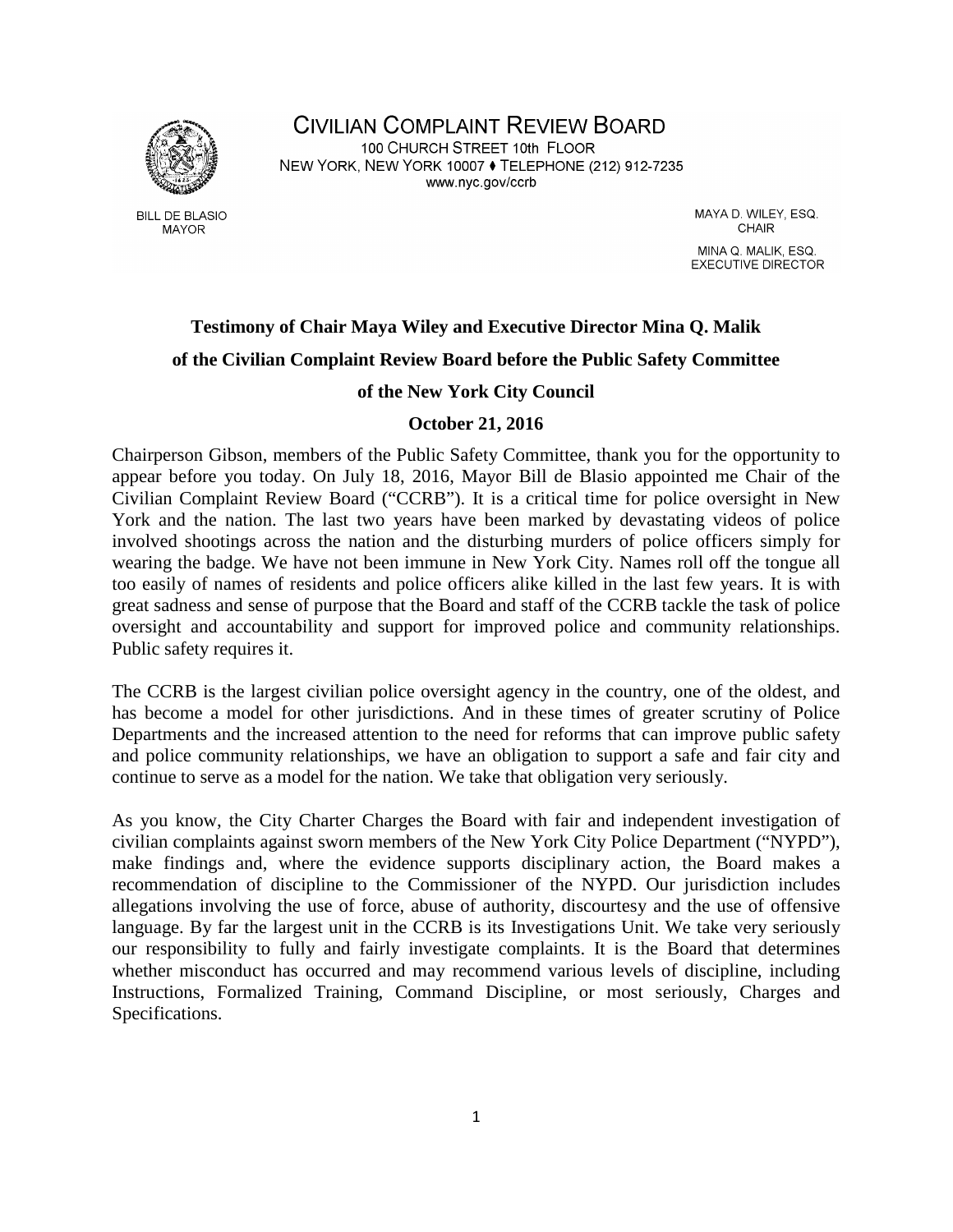# CIVILIAN COMPLAINT REVIEW BOARD

100 CHURCH STREET 10th FLOOR
NEW YORK, NEW YORK 10007 ♦ TELEPHONE (212) 912-7235
www.nyc.gov/ccrb

BILL DE BLASIO
MAYOR

MAYA D. WILEY, ESQ.
CHAIR

MINA Q. MALIK, ESQ.
EXECUTIVE DIRECTOR

**Testimony of Chair Maya Wiley and Executive Director Mina Q. Malik**

**of the Civilian Complaint Review Board before the Public Safety Committee**

**of the New York City Council**

**October 21, 2016**

Chairperson Gibson, members of the Public Safety Committee, thank you for the opportunity to appear before you today. On July 18, 2016, Mayor Bill de Blasio appointed me Chair of the Civilian Complaint Review Board ("CCRB"). It is a critical time for police oversight in New York and the nation. The last two years have been marked by devastating videos of police involved shootings across the nation and the disturbing murders of police officers simply for wearing the badge. We have not been immune in New York City. Names roll off the tongue all too easily of names of residents and police officers alike killed in the last few years. It is with great sadness and sense of purpose that the Board and staff of the CCRB tackle the task of police oversight and accountability and support for improved police and community relationships. Public safety requires it.

The CCRB is the largest civilian police oversight agency in the country, one of the oldest, and has become a model for other jurisdictions. And in these times of greater scrutiny of Police Departments and the increased attention to the need for reforms that can improve public safety and police community relationships, we have an obligation to support a safe and fair city and continue to serve as a model for the nation. We take that obligation very seriously.

As you know, the City Charter Charges the Board with fair and independent investigation of civilian complaints against sworn members of the New York City Police Department ("NYPD"), make findings and, where the evidence supports disciplinary action, the Board makes a recommendation of discipline to the Commissioner of the NYPD. Our jurisdiction includes allegations involving the use of force, abuse of authority, discourtesy and the use of offensive language. By far the largest unit in the CCRB is its Investigations Unit. We take very seriously our responsibility to fully and fairly investigate complaints. It is the Board that determines whether misconduct has occurred and may recommend various levels of discipline, including Instructions, Formalized Training, Command Discipline, or most seriously, Charges and Specifications.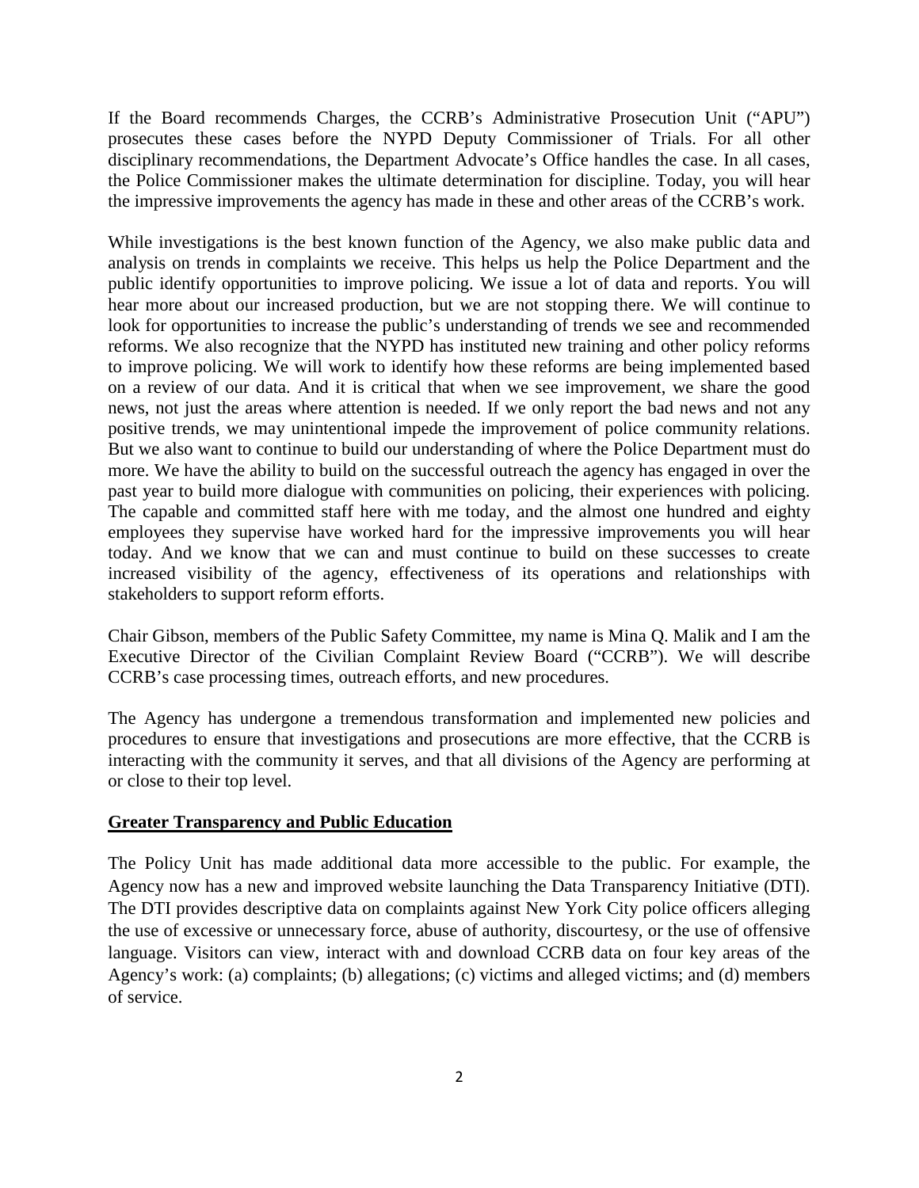If the Board recommends Charges, the CCRB's Administrative Prosecution Unit ("APU") prosecutes these cases before the NYPD Deputy Commissioner of Trials. For all other disciplinary recommendations, the Department Advocate's Office handles the case. In all cases, the Police Commissioner makes the ultimate determination for discipline. Today, you will hear the impressive improvements the agency has made in these and other areas of the CCRB's work.

While investigations is the best known function of the Agency, we also make public data and analysis on trends in complaints we receive. This helps us help the Police Department and the public identify opportunities to improve policing. We issue a lot of data and reports. You will hear more about our increased production, but we are not stopping there. We will continue to look for opportunities to increase the public's understanding of trends we see and recommended reforms. We also recognize that the NYPD has instituted new training and other policy reforms to improve policing. We will work to identify how these reforms are being implemented based on a review of our data. And it is critical that when we see improvement, we share the good news, not just the areas where attention is needed. If we only report the bad news and not any positive trends, we may unintentional impede the improvement of police community relations. But we also want to continue to build our understanding of where the Police Department must do more. We have the ability to build on the successful outreach the agency has engaged in over the past year to build more dialogue with communities on policing, their experiences with policing. The capable and committed staff here with me today, and the almost one hundred and eighty employees they supervise have worked hard for the impressive improvements you will hear today. And we know that we can and must continue to build on these successes to create increased visibility of the agency, effectiveness of its operations and relationships with stakeholders to support reform efforts.

Chair Gibson, members of the Public Safety Committee, my name is Mina Q. Malik and I am the Executive Director of the Civilian Complaint Review Board ("CCRB"). We will describe CCRB's case processing times, outreach efforts, and new procedures.

The Agency has undergone a tremendous transformation and implemented new policies and procedures to ensure that investigations and prosecutions are more effective, that the CCRB is interacting with the community it serves, and that all divisions of the Agency are performing at or close to their top level.

## Greater Transparency and Public Education

The Policy Unit has made additional data more accessible to the public. For example, the Agency now has a new and improved website launching the Data Transparency Initiative (DTI). The DTI provides descriptive data on complaints against New York City police officers alleging the use of excessive or unnecessary force, abuse of authority, discourtesy, or the use of offensive language. Visitors can view, interact with and download CCRB data on four key areas of the Agency's work: (a) complaints; (b) allegations; (c) victims and alleged victims; and (d) members of service.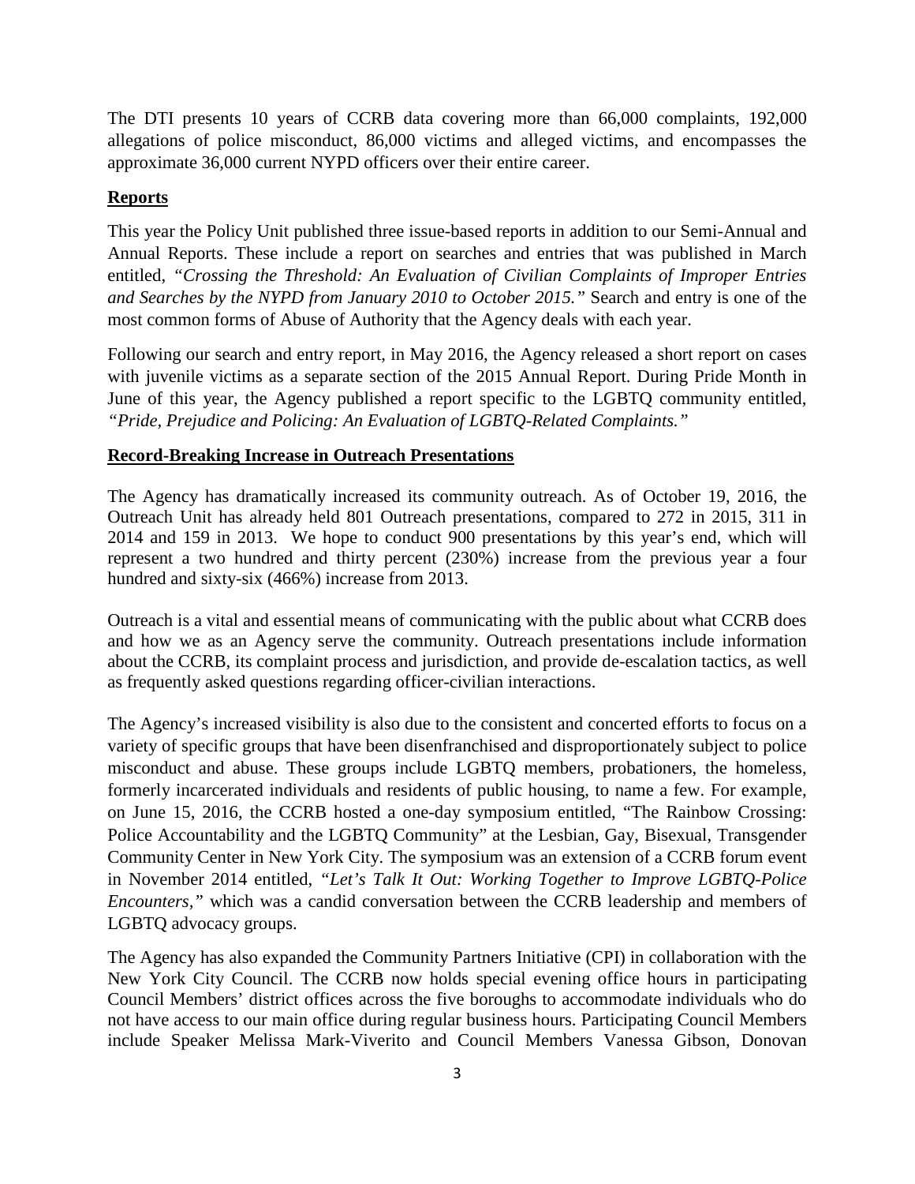The DTI presents 10 years of CCRB data covering more than 66,000 complaints, 192,000 allegations of police misconduct, 86,000 victims and alleged victims, and encompasses the approximate 36,000 current NYPD officers over their entire career.

## **Reports**

This year the Policy Unit published three issue-based reports in addition to our Semi-Annual and Annual Reports. These include a report on searches and entries that was published in March entitled, *"Crossing the Threshold: An Evaluation of Civilian Complaints of Improper Entries and Searches by the NYPD from January 2010 to October 2015."* Search and entry is one of the most common forms of Abuse of Authority that the Agency deals with each year.

Following our search and entry report, in May 2016, the Agency released a short report on cases with juvenile victims as a separate section of the 2015 Annual Report. During Pride Month in June of this year, the Agency published a report specific to the LGBTQ community entitled, *"Pride, Prejudice and Policing: An Evaluation of LGBTQ-Related Complaints."*

## **Record-Breaking Increase in Outreach Presentations**

The Agency has dramatically increased its community outreach. As of October 19, 2016, the Outreach Unit has already held 801 Outreach presentations, compared to 272 in 2015, 311 in 2014 and 159 in 2013. We hope to conduct 900 presentations by this year's end, which will represent a two hundred and thirty percent (230%) increase from the previous year a four hundred and sixty-six (466%) increase from 2013.

Outreach is a vital and essential means of communicating with the public about what CCRB does and how we as an Agency serve the community. Outreach presentations include information about the CCRB, its complaint process and jurisdiction, and provide de-escalation tactics, as well as frequently asked questions regarding officer-civilian interactions.

The Agency's increased visibility is also due to the consistent and concerted efforts to focus on a variety of specific groups that have been disenfranchised and disproportionately subject to police misconduct and abuse. These groups include LGBTQ members, probationers, the homeless, formerly incarcerated individuals and residents of public housing, to name a few. For example, on June 15, 2016, the CCRB hosted a one-day symposium entitled, "The Rainbow Crossing: Police Accountability and the LGBTQ Community" at the Lesbian, Gay, Bisexual, Transgender Community Center in New York City. The symposium was an extension of a CCRB forum event in November 2014 entitled, *"Let's Talk It Out: Working Together to Improve LGBTQ-Police Encounters,"* which was a candid conversation between the CCRB leadership and members of LGBTQ advocacy groups.

The Agency has also expanded the Community Partners Initiative (CPI) in collaboration with the New York City Council. The CCRB now holds special evening office hours in participating Council Members' district offices across the five boroughs to accommodate individuals who do not have access to our main office during regular business hours. Participating Council Members include Speaker Melissa Mark-Viverito and Council Members Vanessa Gibson, Donovan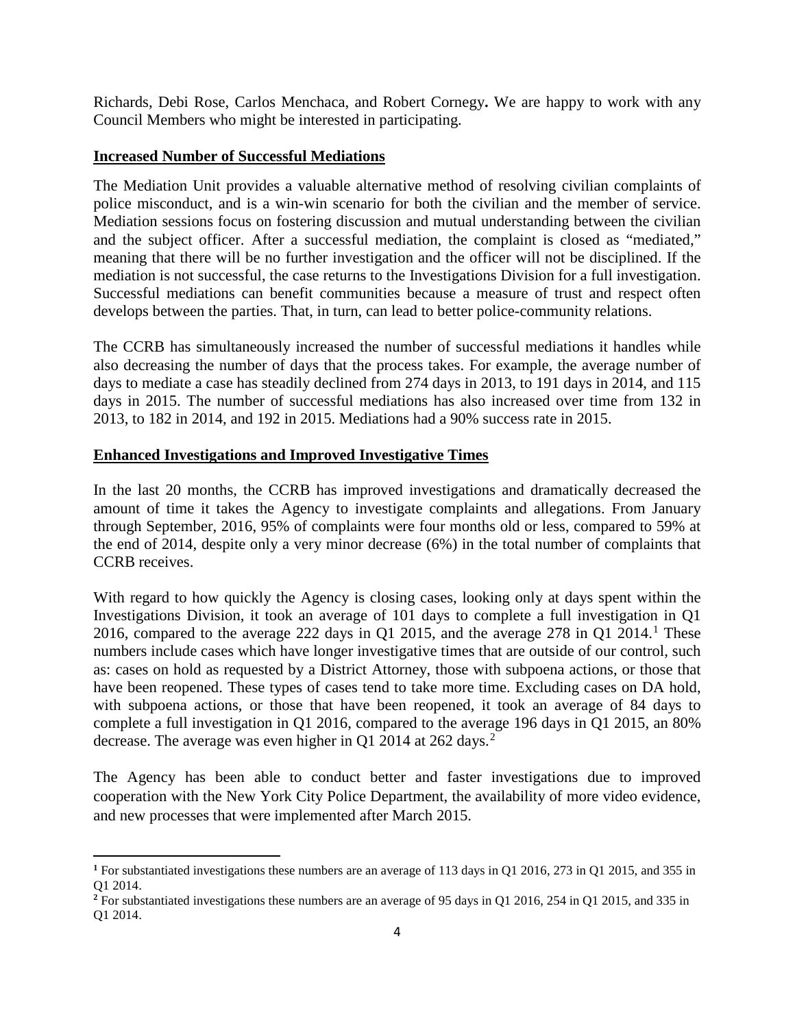Richards, Debi Rose, Carlos Menchaca, and Robert Cornegy**.** We are happy to work with any Council Members who might be interested in participating.

**Increased Number of Successful Mediations**

The Mediation Unit provides a valuable alternative method of resolving civilian complaints of police misconduct, and is a win-win scenario for both the civilian and the member of service. Mediation sessions focus on fostering discussion and mutual understanding between the civilian and the subject officer. After a successful mediation, the complaint is closed as "mediated," meaning that there will be no further investigation and the officer will not be disciplined. If the mediation is not successful, the case returns to the Investigations Division for a full investigation. Successful mediations can benefit communities because a measure of trust and respect often develops between the parties. That, in turn, can lead to better police-community relations.

The CCRB has simultaneously increased the number of successful mediations it handles while also decreasing the number of days that the process takes. For example, the average number of days to mediate a case has steadily declined from 274 days in 2013, to 191 days in 2014, and 115 days in 2015. The number of successful mediations has also increased over time from 132 in 2013, to 182 in 2014, and 192 in 2015. Mediations had a 90% success rate in 2015.

**Enhanced Investigations and Improved Investigative Times**

In the last 20 months, the CCRB has improved investigations and dramatically decreased the amount of time it takes the Agency to investigate complaints and allegations. From January through September, 2016, 95% of complaints were four months old or less, compared to 59% at the end of 2014, despite only a very minor decrease (6%) in the total number of complaints that CCRB receives.

With regard to how quickly the Agency is closing cases, looking only at days spent within the Investigations Division, it took an average of 101 days to complete a full investigation in Q1 2016, compared to the average 222 days in Q1 2015, and the average 278 in Q1 2014.[1] These numbers include cases which have longer investigative times that are outside of our control, such as: cases on hold as requested by a District Attorney, those with subpoena actions, or those that have been reopened. These types of cases tend to take more time. Excluding cases on DA hold, with subpoena actions, or those that have been reopened, it took an average of 84 days to complete a full investigation in Q1 2016, compared to the average 196 days in Q1 2015, an 80% decrease. The average was even higher in Q1 2014 at 262 days.[2]

The Agency has been able to conduct better and faster investigations due to improved cooperation with the New York City Police Department, the availability of more video evidence, and new processes that were implemented after March 2015.

---

[1] For substantiated investigations these numbers are an average of 113 days in Q1 2016, 273 in Q1 2015, and 355 in Q1 2014.

[2] For substantiated investigations these numbers are an average of 95 days in Q1 2016, 254 in Q1 2015, and 335 in Q1 2014.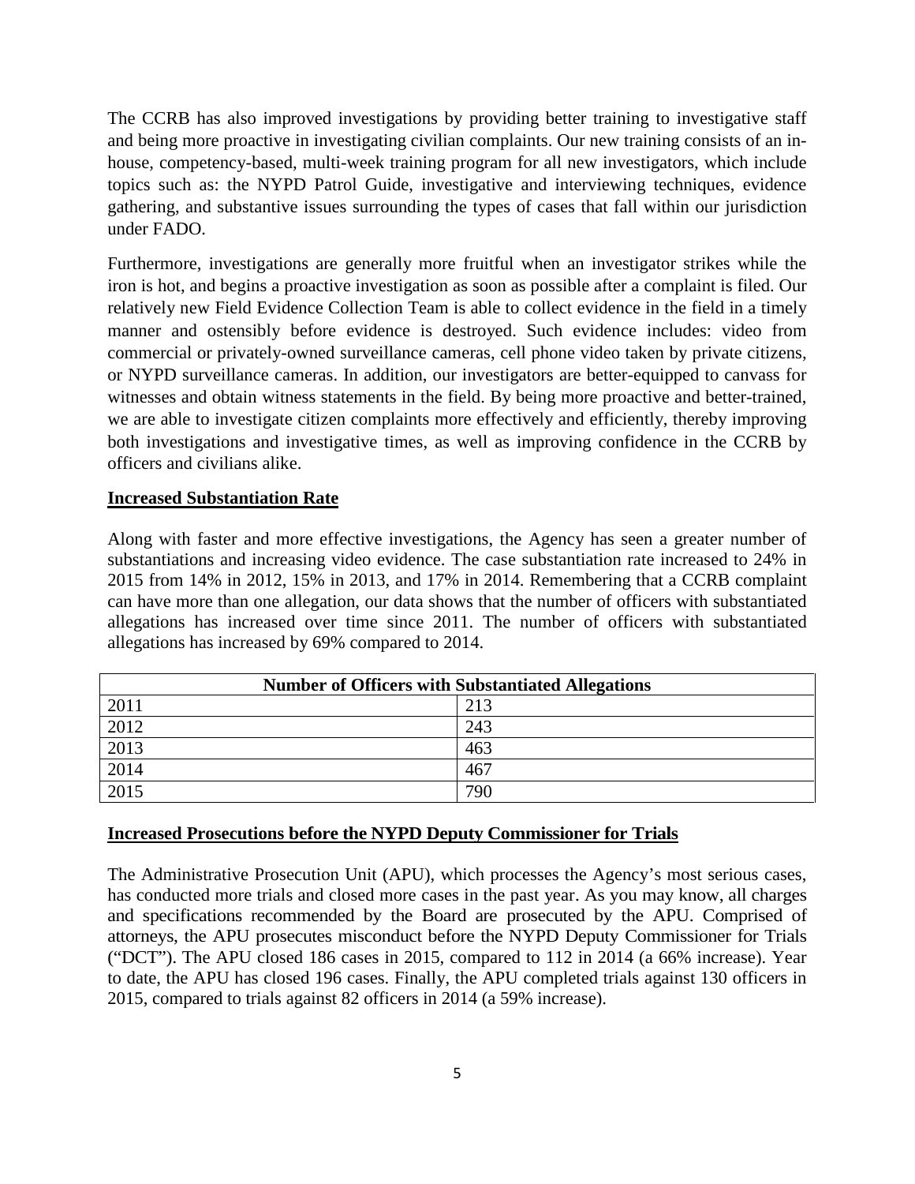The CCRB has also improved investigations by providing better training to investigative staff and being more proactive in investigating civilian complaints. Our new training consists of an in-house, competency-based, multi-week training program for all new investigators, which include topics such as: the NYPD Patrol Guide, investigative and interviewing techniques, evidence gathering, and substantive issues surrounding the types of cases that fall within our jurisdiction under FADO.

Furthermore, investigations are generally more fruitful when an investigator strikes while the iron is hot, and begins a proactive investigation as soon as possible after a complaint is filed. Our relatively new Field Evidence Collection Team is able to collect evidence in the field in a timely manner and ostensibly before evidence is destroyed. Such evidence includes: video from commercial or privately-owned surveillance cameras, cell phone video taken by private citizens, or NYPD surveillance cameras. In addition, our investigators are better-equipped to canvass for witnesses and obtain witness statements in the field. By being more proactive and better-trained, we are able to investigate citizen complaints more effectively and efficiently, thereby improving both investigations and investigative times, as well as improving confidence in the CCRB by officers and civilians alike.

**Increased Substantiation Rate**

Along with faster and more effective investigations, the Agency has seen a greater number of substantiations and increasing video evidence. The case substantiation rate increased to 24% in 2015 from 14% in 2012, 15% in 2013, and 17% in 2014. Remembering that a CCRB complaint can have more than one allegation, our data shows that the number of officers with substantiated allegations has increased over time since 2011. The number of officers with substantiated allegations has increased by 69% compared to 2014.

| Number of Officers with Substantiated Allegations | |
|---|---|
| 2011 | 213 |
| 2012 | 243 |
| 2013 | 463 |
| 2014 | 467 |
| 2015 | 790 |

**Increased Prosecutions before the NYPD Deputy Commissioner for Trials**

The Administrative Prosecution Unit (APU), which processes the Agency's most serious cases, has conducted more trials and closed more cases in the past year. As you may know, all charges and specifications recommended by the Board are prosecuted by the APU. Comprised of attorneys, the APU prosecutes misconduct before the NYPD Deputy Commissioner for Trials ("DCT"). The APU closed 186 cases in 2015, compared to 112 in 2014 (a 66% increase). Year to date, the APU has closed 196 cases. Finally, the APU completed trials against 130 officers in 2015, compared to trials against 82 officers in 2014 (a 59% increase).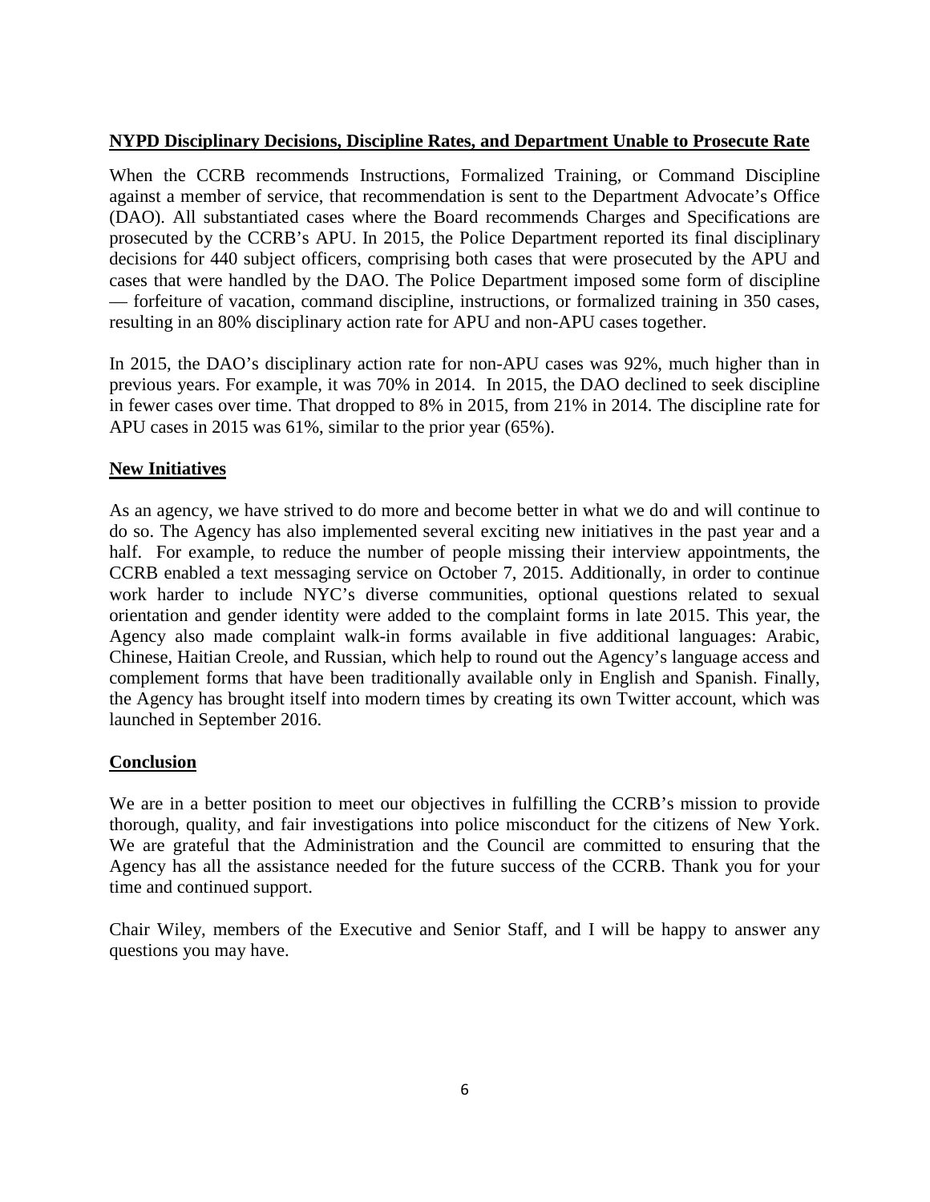## NYPD Disciplinary Decisions, Discipline Rates, and Department Unable to Prosecute Rate

When the CCRB recommends Instructions, Formalized Training, or Command Discipline against a member of service, that recommendation is sent to the Department Advocate's Office (DAO). All substantiated cases where the Board recommends Charges and Specifications are prosecuted by the CCRB's APU. In 2015, the Police Department reported its final disciplinary decisions for 440 subject officers, comprising both cases that were prosecuted by the APU and cases that were handled by the DAO. The Police Department imposed some form of discipline — forfeiture of vacation, command discipline, instructions, or formalized training in 350 cases, resulting in an 80% disciplinary action rate for APU and non-APU cases together.

In 2015, the DAO's disciplinary action rate for non-APU cases was 92%, much higher than in previous years. For example, it was 70% in 2014. In 2015, the DAO declined to seek discipline in fewer cases over time. That dropped to 8% in 2015, from 21% in 2014. The discipline rate for APU cases in 2015 was 61%, similar to the prior year (65%).

## New Initiatives

As an agency, we have strived to do more and become better in what we do and will continue to do so. The Agency has also implemented several exciting new initiatives in the past year and a half. For example, to reduce the number of people missing their interview appointments, the CCRB enabled a text messaging service on October 7, 2015. Additionally, in order to continue work harder to include NYC's diverse communities, optional questions related to sexual orientation and gender identity were added to the complaint forms in late 2015. This year, the Agency also made complaint walk-in forms available in five additional languages: Arabic, Chinese, Haitian Creole, and Russian, which help to round out the Agency's language access and complement forms that have been traditionally available only in English and Spanish. Finally, the Agency has brought itself into modern times by creating its own Twitter account, which was launched in September 2016.

## Conclusion

We are in a better position to meet our objectives in fulfilling the CCRB's mission to provide thorough, quality, and fair investigations into police misconduct for the citizens of New York. We are grateful that the Administration and the Council are committed to ensuring that the Agency has all the assistance needed for the future success of the CCRB. Thank you for your time and continued support.

Chair Wiley, members of the Executive and Senior Staff, and I will be happy to answer any questions you may have.